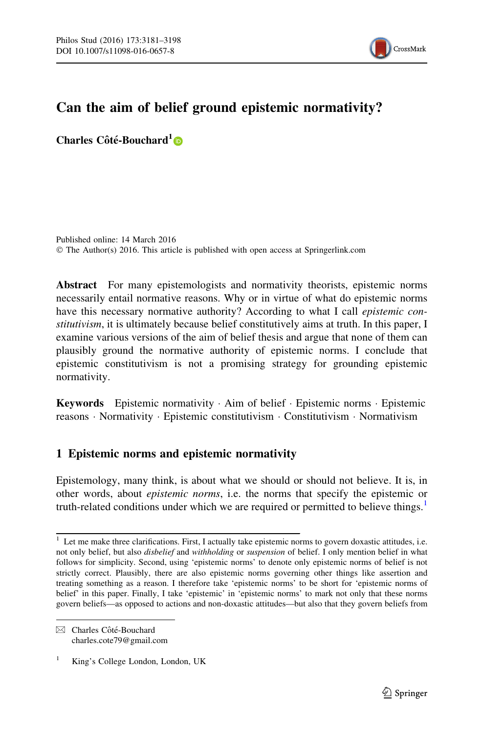# Can the aim of belief ground epistemic normativity?

**Charles Côté-Bouchard**[1]

Published online: 14 March 2016
© The Author(s) 2016. This article is published with open access at Springerlink.com

**Abstract** For many epistemologists and normativity theorists, epistemic norms necessarily entail normative reasons. Why or in virtue of what do epistemic norms have this necessary normative authority? According to what I call *epistemic constitutivism*, it is ultimately because belief constitutively aims at truth. In this paper, I examine various versions of the aim of belief thesis and argue that none of them can plausibly ground the normative authority of epistemic norms. I conclude that epistemic constitutivism is not a promising strategy for grounding epistemic normativity.

**Keywords** Epistemic normativity · Aim of belief · Epistemic norms · Epistemic reasons · Normativity · Epistemic constitutivism · Constitutivism · Normativism

## 1 Epistemic norms and epistemic normativity

Epistemology, many think, is about what we should or should not believe. It is, in other words, about *epistemic norms*, i.e. the norms that specify the epistemic or truth-related conditions under which we are required or permitted to believe things.[1]

[1] Let me make three clarifications. First, I actually take epistemic norms to govern doxastic attitudes, i.e. not only belief, but also *disbelief* and *withholding* or *suspension* of belief. I only mention belief in what follows for simplicity. Second, using 'epistemic norms' to denote only epistemic norms of belief is not strictly correct. Plausibly, there are also epistemic norms governing other things like assertion and treating something as a reason. I therefore take 'epistemic norms' to be short for 'epistemic norms of belief' in this paper. Finally, I take 'epistemic' in 'epistemic norms' to mark not only that these norms govern beliefs—as opposed to actions and non-doxastic attitudes—but also that they govern beliefs from

✉ Charles Côté-Bouchard
charles.cote79@gmail.com

[1] King's College London, London, UK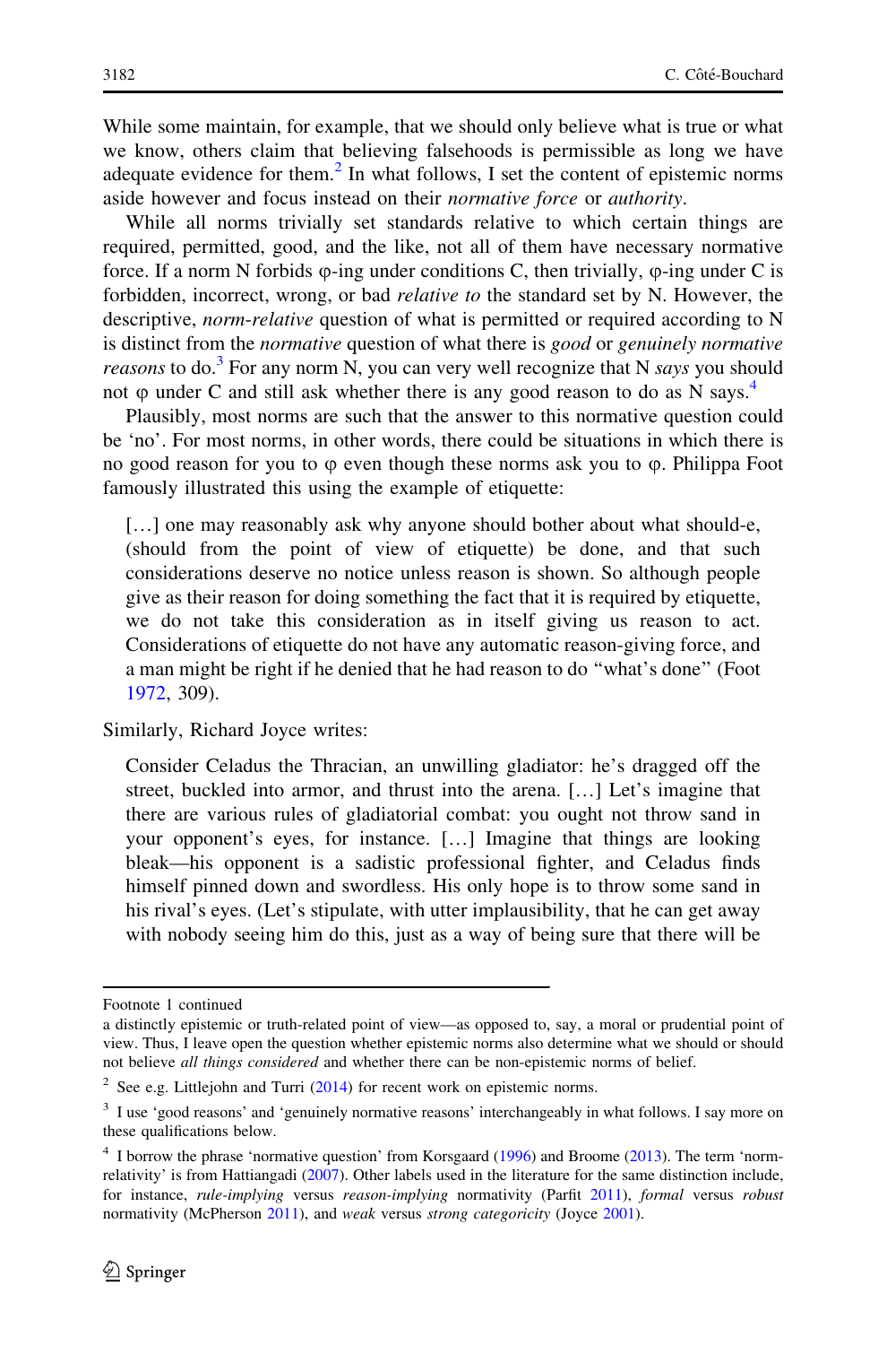While some maintain, for example, that we should only believe what is true or what we know, others claim that believing falsehoods is permissible as long we have adequate evidence for them.[2] In what follows, I set the content of epistemic norms aside however and focus instead on their *normative force* or *authority*.

While all norms trivially set standards relative to which certain things are required, permitted, good, and the like, not all of them have necessary normative force. If a norm N forbids φ-ing under conditions C, then trivially, φ-ing under C is forbidden, incorrect, wrong, or bad *relative to* the standard set by N. However, the descriptive, *norm-relative* question of what is permitted or required according to N is distinct from the *normative* question of what there is *good* or *genuinely normative reasons* to do.[3] For any norm N, you can very well recognize that N *says* you should not φ under C and still ask whether there is any good reason to do as N says.[4]

Plausibly, most norms are such that the answer to this normative question could be 'no'. For most norms, in other words, there could be situations in which there is no good reason for you to φ even though these norms ask you to φ. Philippa Foot famously illustrated this using the example of etiquette:

> […] one may reasonably ask why anyone should bother about what should-e, (should from the point of view of etiquette) be done, and that such considerations deserve no notice unless reason is shown. So although people give as their reason for doing something the fact that it is required by etiquette, we do not take this consideration as in itself giving us reason to act. Considerations of etiquette do not have any automatic reason-giving force, and a man might be right if he denied that he had reason to do "what's done" (Foot 1972, 309).

Similarly, Richard Joyce writes:

> Consider Celadus the Thracian, an unwilling gladiator: he's dragged off the street, buckled into armor, and thrust into the arena. […] Let's imagine that there are various rules of gladiatorial combat: you ought not throw sand in your opponent's eyes, for instance. […] Imagine that things are looking bleak—his opponent is a sadistic professional fighter, and Celadus finds himself pinned down and swordless. His only hope is to throw some sand in his rival's eyes. (Let's stipulate, with utter implausibility, that he can get away with nobody seeing him do this, just as a way of being sure that there will be

---

Footnote 1 continued

a distinctly epistemic or truth-related point of view—as opposed to, say, a moral or prudential point of view. Thus, I leave open the question whether epistemic norms also determine what we should or should not believe *all things considered* and whether there can be non-epistemic norms of belief.

[2] See e.g. Littlejohn and Turri (2014) for recent work on epistemic norms.

[3] I use 'good reasons' and 'genuinely normative reasons' interchangeably in what follows. I say more on these qualifications below.

[4] I borrow the phrase 'normative question' from Korsgaard (1996) and Broome (2013). The term 'norm-relativity' is from Hattiangadi (2007). Other labels used in the literature for the same distinction include, for instance, *rule-implying* versus *reason-implying* normativity (Parfit 2011), *formal* versus *robust* normativity (McPherson 2011), and *weak* versus *strong categoricity* (Joyce 2001).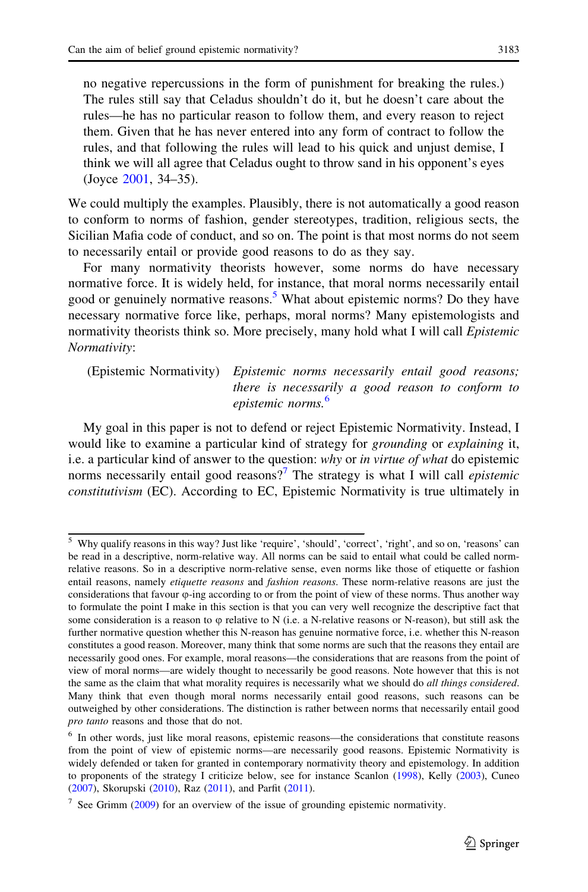no negative repercussions in the form of punishment for breaking the rules.) The rules still say that Celadus shouldn't do it, but he doesn't care about the rules—he has no particular reason to follow them, and every reason to reject them. Given that he has never entered into any form of contract to follow the rules, and that following the rules will lead to his quick and unjust demise, I think we will all agree that Celadus ought to throw sand in his opponent's eyes (Joyce 2001, 34–35).

We could multiply the examples. Plausibly, there is not automatically a good reason to conform to norms of fashion, gender stereotypes, tradition, religious sects, the Sicilian Mafia code of conduct, and so on. The point is that most norms do not seem to necessarily entail or provide good reasons to do as they say.

For many normativity theorists however, some norms do have necessary normative force. It is widely held, for instance, that moral norms necessarily entail good or genuinely normative reasons.[5] What about epistemic norms? Do they have necessary normative force like, perhaps, moral norms? Many epistemologists and normativity theorists think so. More precisely, many hold what I will call *Epistemic Normativity*:

(Epistemic Normativity) *Epistemic norms necessarily entail good reasons; there is necessarily a good reason to conform to epistemic norms.*[6]

My goal in this paper is not to defend or reject Epistemic Normativity. Instead, I would like to examine a particular kind of strategy for *grounding* or *explaining* it, i.e. a particular kind of answer to the question: *why* or *in virtue of what* do epistemic norms necessarily entail good reasons?[7] The strategy is what I will call *epistemic constitutivism* (EC). According to EC, Epistemic Normativity is true ultimately in

---

[5] Why qualify reasons in this way? Just like 'require', 'should', 'correct', 'right', and so on, 'reasons' can be read in a descriptive, norm-relative way. All norms can be said to entail what could be called norm-relative reasons. So in a descriptive norm-relative sense, even norms like those of etiquette or fashion entail reasons, namely *etiquette reasons* and *fashion reasons*. These norm-relative reasons are just the considerations that favour φ-ing according to or from the point of view of these norms. Thus another way to formulate the point I make in this section is that you can very well recognize the descriptive fact that some consideration is a reason to φ relative to N (i.e. a N-relative reasons or N-reason), but still ask the further normative question whether this N-reason has genuine normative force, i.e. whether this N-reason constitutes a good reason. Moreover, many think that some norms are such that the reasons they entail are necessarily good ones. For example, moral reasons—the considerations that are reasons from the point of view of moral norms—are widely thought to necessarily be good reasons. Note however that this is not the same as the claim that what morality requires is necessarily what we should do *all things considered*. Many think that even though moral norms necessarily entail good reasons, such reasons can be outweighed by other considerations. The distinction is rather between norms that necessarily entail good *pro tanto* reasons and those that do not.

[6] In other words, just like moral reasons, epistemic reasons—the considerations that constitute reasons from the point of view of epistemic norms—are necessarily good reasons. Epistemic Normativity is widely defended or taken for granted in contemporary normativity theory and epistemology. In addition to proponents of the strategy I criticize below, see for instance Scanlon (1998), Kelly (2003), Cuneo (2007), Skorupski (2010), Raz (2011), and Parfit (2011).

[7] See Grimm (2009) for an overview of the issue of grounding epistemic normativity.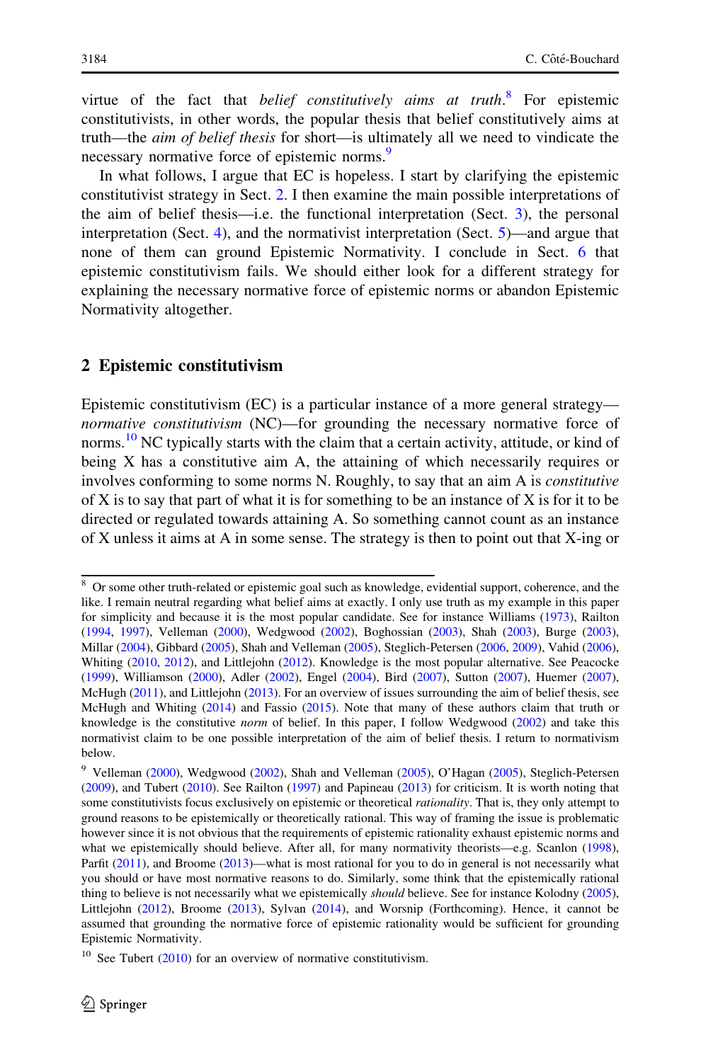virtue of the fact that *belief constitutively aims at truth*.[8] For epistemic constitutivists, in other words, the popular thesis that belief constitutively aims at truth—the *aim of belief thesis* for short—is ultimately all we need to vindicate the necessary normative force of epistemic norms.[9]

In what follows, I argue that EC is hopeless. I start by clarifying the epistemic constitutivist strategy in Sect. 2. I then examine the main possible interpretations of the aim of belief thesis—i.e. the functional interpretation (Sect. 3), the personal interpretation (Sect. 4), and the normativist interpretation (Sect. 5)—and argue that none of them can ground Epistemic Normativity. I conclude in Sect. 6 that epistemic constitutivism fails. We should either look for a different strategy for explaining the necessary normative force of epistemic norms or abandon Epistemic Normativity altogether.

## 2 Epistemic constitutivism

Epistemic constitutivism (EC) is a particular instance of a more general strategy—*normative constitutivism* (NC)—for grounding the necessary normative force of norms.[10] NC typically starts with the claim that a certain activity, attitude, or kind of being X has a constitutive aim A, the attaining of which necessarily requires or involves conforming to some norms N. Roughly, to say that an aim A is *constitutive* of X is to say that part of what it is for something to be an instance of X is for it to be directed or regulated towards attaining A. So something cannot count as an instance of X unless it aims at A in some sense. The strategy is then to point out that X-ing or

---

[8] Or some other truth-related or epistemic goal such as knowledge, evidential support, coherence, and the like. I remain neutral regarding what belief aims at exactly. I only use truth as my example in this paper for simplicity and because it is the most popular candidate. See for instance Williams (1973), Railton (1994, 1997), Velleman (2000), Wedgwood (2002), Boghossian (2003), Shah (2003), Burge (2003), Millar (2004), Gibbard (2005), Shah and Velleman (2005), Steglich-Petersen (2006, 2009), Vahid (2006), Whiting (2010, 2012), and Littlejohn (2012). Knowledge is the most popular alternative. See Peacocke (1999), Williamson (2000), Adler (2002), Engel (2004), Bird (2007), Sutton (2007), Huemer (2007), McHugh (2011), and Littlejohn (2013). For an overview of issues surrounding the aim of belief thesis, see McHugh and Whiting (2014) and Fassio (2015). Note that many of these authors claim that truth or knowledge is the constitutive *norm* of belief. In this paper, I follow Wedgwood (2002) and take this normativist claim to be one possible interpretation of the aim of belief thesis. I return to normativism below.

[9] Velleman (2000), Wedgwood (2002), Shah and Velleman (2005), O'Hagan (2005), Steglich-Petersen (2009), and Tubert (2010). See Railton (1997) and Papineau (2013) for criticism. It is worth noting that some constitutivists focus exclusively on epistemic or theoretical *rationality*. That is, they only attempt to ground reasons to be epistemically or theoretically rational. This way of framing the issue is problematic however since it is not obvious that the requirements of epistemic rationality exhaust epistemic norms and what we epistemically should believe. After all, for many normativity theorists—e.g. Scanlon (1998), Parfit (2011), and Broome (2013)—what is most rational for you to do in general is not necessarily what you should or have most normative reasons to do. Similarly, some think that the epistemically rational thing to believe is not necessarily what we epistemically *should* believe. See for instance Kolodny (2005), Littlejohn (2012), Broome (2013), Sylvan (2014), and Worsnip (Forthcoming). Hence, it cannot be assumed that grounding the normative force of epistemic rationality would be sufficient for grounding Epistemic Normativity.

[10] See Tubert (2010) for an overview of normative constitutivism.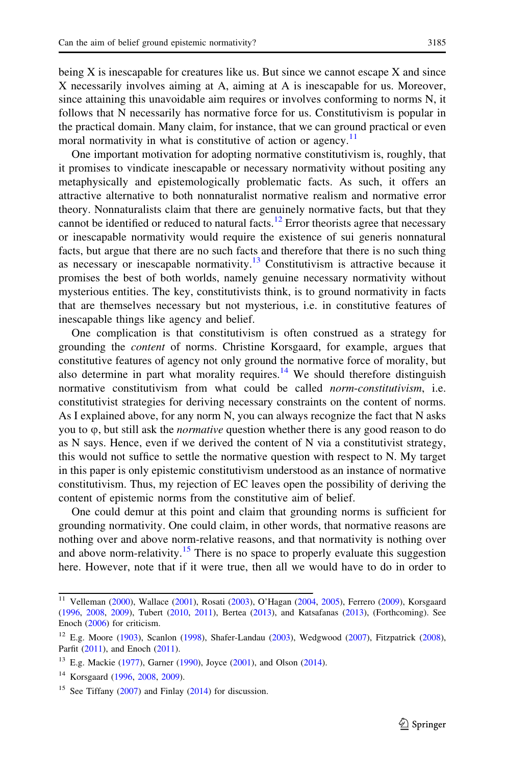being X is inescapable for creatures like us. But since we cannot escape X and since X necessarily involves aiming at A, aiming at A is inescapable for us. Moreover, since attaining this unavoidable aim requires or involves conforming to norms N, it follows that N necessarily has normative force for us. Constitutivism is popular in the practical domain. Many claim, for instance, that we can ground practical or even moral normativity in what is constitutive of action or agency.[11]

One important motivation for adopting normative constitutivism is, roughly, that it promises to vindicate inescapable or necessary normativity without positing any metaphysically and epistemologically problematic facts. As such, it offers an attractive alternative to both nonnaturalist normative realism and normative error theory. Nonnaturalists claim that there are genuinely normative facts, but that they cannot be identified or reduced to natural facts.[12] Error theorists agree that necessary or inescapable normativity would require the existence of sui generis nonnatural facts, but argue that there are no such facts and therefore that there is no such thing as necessary or inescapable normativity.[13] Constitutivism is attractive because it promises the best of both worlds, namely genuine necessary normativity without mysterious entities. The key, constitutivists think, is to ground normativity in facts that are themselves necessary but not mysterious, i.e. in constitutive features of inescapable things like agency and belief.

One complication is that constitutivism is often construed as a strategy for grounding the *content* of norms. Christine Korsgaard, for example, argues that constitutive features of agency not only ground the normative force of morality, but also determine in part what morality requires.[14] We should therefore distinguish normative constitutivism from what could be called *norm-constitutivism*, i.e. constitutivist strategies for deriving necessary constraints on the content of norms. As I explained above, for any norm N, you can always recognize the fact that N asks you to φ, but still ask the *normative* question whether there is any good reason to do as N says. Hence, even if we derived the content of N via a constitutivist strategy, this would not suffice to settle the normative question with respect to N. My target in this paper is only epistemic constitutivism understood as an instance of normative constitutivism. Thus, my rejection of EC leaves open the possibility of deriving the content of epistemic norms from the constitutive aim of belief.

One could demur at this point and claim that grounding norms is sufficient for grounding normativity. One could claim, in other words, that normative reasons are nothing over and above norm-relative reasons, and that normativity is nothing over and above norm-relativity.[15] There is no space to properly evaluate this suggestion here. However, note that if it were true, then all we would have to do in order to

---

[11] Velleman (2000), Wallace (2001), Rosati (2003), O'Hagan (2004, 2005), Ferrero (2009), Korsgaard (1996, 2008, 2009), Tubert (2010, 2011), Bertea (2013), and Katsafanas (2013), (Forthcoming). See Enoch (2006) for criticism.

[12] E.g. Moore (1903), Scanlon (1998), Shafer-Landau (2003), Wedgwood (2007), Fitzpatrick (2008), Parfit (2011), and Enoch (2011).

[13] E.g. Mackie (1977), Garner (1990), Joyce (2001), and Olson (2014).

[14] Korsgaard (1996, 2008, 2009).

[15] See Tiffany (2007) and Finlay (2014) for discussion.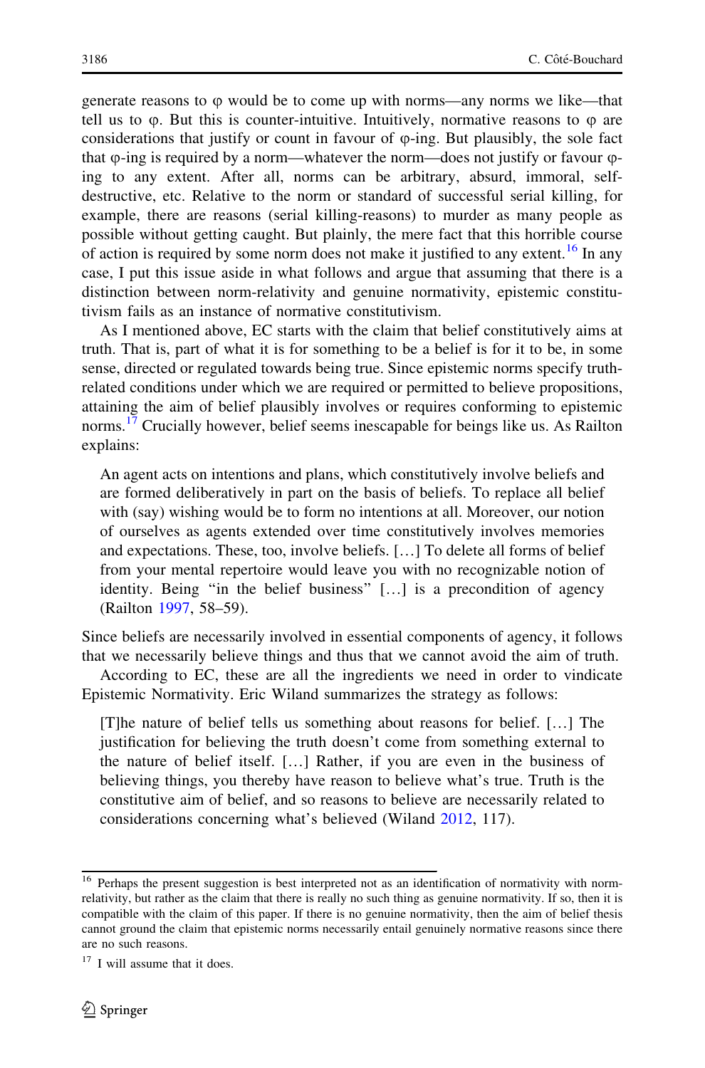generate reasons to φ would be to come up with norms—any norms we like—that tell us to φ. But this is counter-intuitive. Intuitively, normative reasons to φ are considerations that justify or count in favour of φ-ing. But plausibly, the sole fact that φ-ing is required by a norm—whatever the norm—does not justify or favour φ-ing to any extent. After all, norms can be arbitrary, absurd, immoral, self-destructive, etc. Relative to the norm or standard of successful serial killing, for example, there are reasons (serial killing-reasons) to murder as many people as possible without getting caught. But plainly, the mere fact that this horrible course of action is required by some norm does not make it justified to any extent.[16] In any case, I put this issue aside in what follows and argue that assuming that there is a distinction between norm-relativity and genuine normativity, epistemic constitutivism fails as an instance of normative constitutivism.

As I mentioned above, EC starts with the claim that belief constitutively aims at truth. That is, part of what it is for something to be a belief is for it to be, in some sense, directed or regulated towards being true. Since epistemic norms specify truth-related conditions under which we are required or permitted to believe propositions, attaining the aim of belief plausibly involves or requires conforming to epistemic norms.[17] Crucially however, belief seems inescapable for beings like us. As Railton explains:

> An agent acts on intentions and plans, which constitutively involve beliefs and are formed deliberatively in part on the basis of beliefs. To replace all belief with (say) wishing would be to form no intentions at all. Moreover, our notion of ourselves as agents extended over time constitutively involves memories and expectations. These, too, involve beliefs. […] To delete all forms of belief from your mental repertoire would leave you with no recognizable notion of identity. Being "in the belief business" […] is a precondition of agency (Railton 1997, 58–59).

Since beliefs are necessarily involved in essential components of agency, it follows that we necessarily believe things and thus that we cannot avoid the aim of truth.

According to EC, these are all the ingredients we need in order to vindicate Epistemic Normativity. Eric Wiland summarizes the strategy as follows:

> [T]he nature of belief tells us something about reasons for belief. […] The justification for believing the truth doesn't come from something external to the nature of belief itself. […] Rather, if you are even in the business of believing things, you thereby have reason to believe what's true. Truth is the constitutive aim of belief, and so reasons to believe are necessarily related to considerations concerning what's believed (Wiland 2012, 117).

---

[16] Perhaps the present suggestion is best interpreted not as an identification of normativity with norm-relativity, but rather as the claim that there is really no such thing as genuine normativity. If so, then it is compatible with the claim of this paper. If there is no genuine normativity, then the aim of belief thesis cannot ground the claim that epistemic norms necessarily entail genuinely normative reasons since there are no such reasons.

[17] I will assume that it does.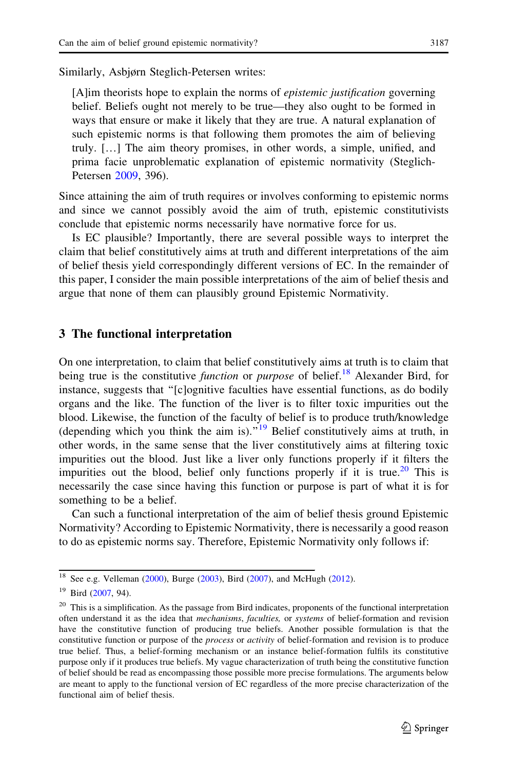Similarly, Asbjørn Steglich-Petersen writes:

> [A]im theorists hope to explain the norms of *epistemic justification* governing belief. Beliefs ought not merely to be true—they also ought to be formed in ways that ensure or make it likely that they are true. A natural explanation of such epistemic norms is that following them promotes the aim of believing truly. […] The aim theory promises, in other words, a simple, unified, and prima facie unproblematic explanation of epistemic normativity (Steglich-Petersen 2009, 396).

Since attaining the aim of truth requires or involves conforming to epistemic norms and since we cannot possibly avoid the aim of truth, epistemic constitutivists conclude that epistemic norms necessarily have normative force for us.

Is EC plausible? Importantly, there are several possible ways to interpret the claim that belief constitutively aims at truth and different interpretations of the aim of belief thesis yield correspondingly different versions of EC. In the remainder of this paper, I consider the main possible interpretations of the aim of belief thesis and argue that none of them can plausibly ground Epistemic Normativity.

## 3 The functional interpretation

On one interpretation, to claim that belief constitutively aims at truth is to claim that being true is the constitutive *function* or *purpose* of belief.[18] Alexander Bird, for instance, suggests that "[c]ognitive faculties have essential functions, as do bodily organs and the like. The function of the liver is to filter toxic impurities out the blood. Likewise, the function of the faculty of belief is to produce truth/knowledge (depending which you think the aim is)."[19] Belief constitutively aims at truth, in other words, in the same sense that the liver constitutively aims at filtering toxic impurities out the blood. Just like a liver only functions properly if it filters the impurities out the blood, belief only functions properly if it is true.[20] This is necessarily the case since having this function or purpose is part of what it is for something to be a belief.

Can such a functional interpretation of the aim of belief thesis ground Epistemic Normativity? According to Epistemic Normativity, there is necessarily a good reason to do as epistemic norms say. Therefore, Epistemic Normativity only follows if:

---

[18] See e.g. Velleman (2000), Burge (2003), Bird (2007), and McHugh (2012).

[19] Bird (2007, 94).

[20] This is a simplification. As the passage from Bird indicates, proponents of the functional interpretation often understand it as the idea that *mechanisms*, *faculties,* or *systems* of belief-formation and revision have the constitutive function of producing true beliefs. Another possible formulation is that the constitutive function or purpose of the *process* or *activity* of belief-formation and revision is to produce true belief. Thus, a belief-forming mechanism or an instance belief-formation fulfils its constitutive purpose only if it produces true beliefs. My vague characterization of truth being the constitutive function of belief should be read as encompassing those possible more precise formulations. The arguments below are meant to apply to the functional version of EC regardless of the more precise characterization of the functional aim of belief thesis.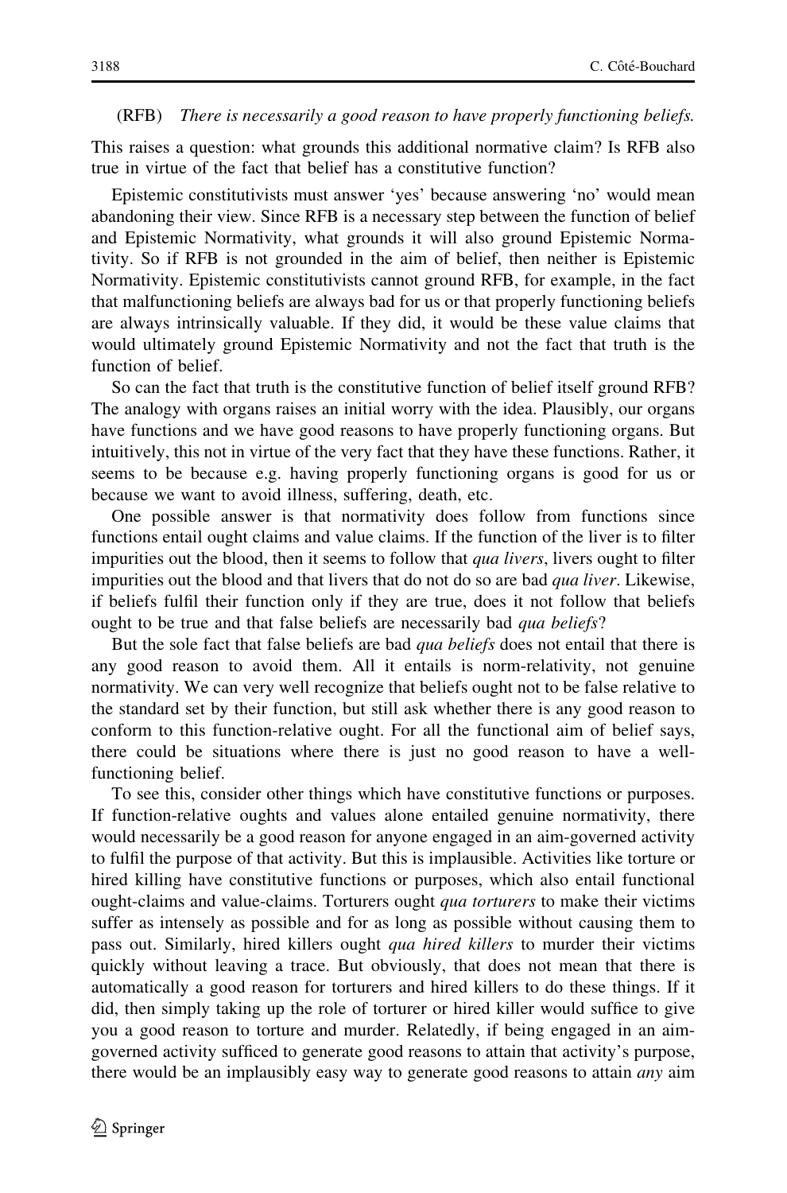(RFB) *There is necessarily a good reason to have properly functioning beliefs.*

This raises a question: what grounds this additional normative claim? Is RFB also true in virtue of the fact that belief has a constitutive function?

Epistemic constitutivists must answer 'yes' because answering 'no' would mean abandoning their view. Since RFB is a necessary step between the function of belief and Epistemic Normativity, what grounds it will also ground Epistemic Normativity. So if RFB is not grounded in the aim of belief, then neither is Epistemic Normativity. Epistemic constitutivists cannot ground RFB, for example, in the fact that malfunctioning beliefs are always bad for us or that properly functioning beliefs are always intrinsically valuable. If they did, it would be these value claims that would ultimately ground Epistemic Normativity and not the fact that truth is the function of belief.

So can the fact that truth is the constitutive function of belief itself ground RFB? The analogy with organs raises an initial worry with the idea. Plausibly, our organs have functions and we have good reasons to have properly functioning organs. But intuitively, this not in virtue of the very fact that they have these functions. Rather, it seems to be because e.g. having properly functioning organs is good for us or because we want to avoid illness, suffering, death, etc.

One possible answer is that normativity does follow from functions since functions entail ought claims and value claims. If the function of the liver is to filter impurities out the blood, then it seems to follow that *qua livers*, livers ought to filter impurities out the blood and that livers that do not do so are bad *qua liver*. Likewise, if beliefs fulfil their function only if they are true, does it not follow that beliefs ought to be true and that false beliefs are necessarily bad *qua beliefs*?

But the sole fact that false beliefs are bad *qua beliefs* does not entail that there is any good reason to avoid them. All it entails is norm-relativity, not genuine normativity. We can very well recognize that beliefs ought not to be false relative to the standard set by their function, but still ask whether there is any good reason to conform to this function-relative ought. For all the functional aim of belief says, there could be situations where there is just no good reason to have a well-functioning belief.

To see this, consider other things which have constitutive functions or purposes. If function-relative oughts and values alone entailed genuine normativity, there would necessarily be a good reason for anyone engaged in an aim-governed activity to fulfil the purpose of that activity. But this is implausible. Activities like torture or hired killing have constitutive functions or purposes, which also entail functional ought-claims and value-claims. Torturers ought *qua torturers* to make their victims suffer as intensely as possible and for as long as possible without causing them to pass out. Similarly, hired killers ought *qua hired killers* to murder their victims quickly without leaving a trace. But obviously, that does not mean that there is automatically a good reason for torturers and hired killers to do these things. If it did, then simply taking up the role of torturer or hired killer would suffice to give you a good reason to torture and murder. Relatedly, if being engaged in an aim-governed activity sufficed to generate good reasons to attain that activity's purpose, there would be an implausibly easy way to generate good reasons to attain *any* aim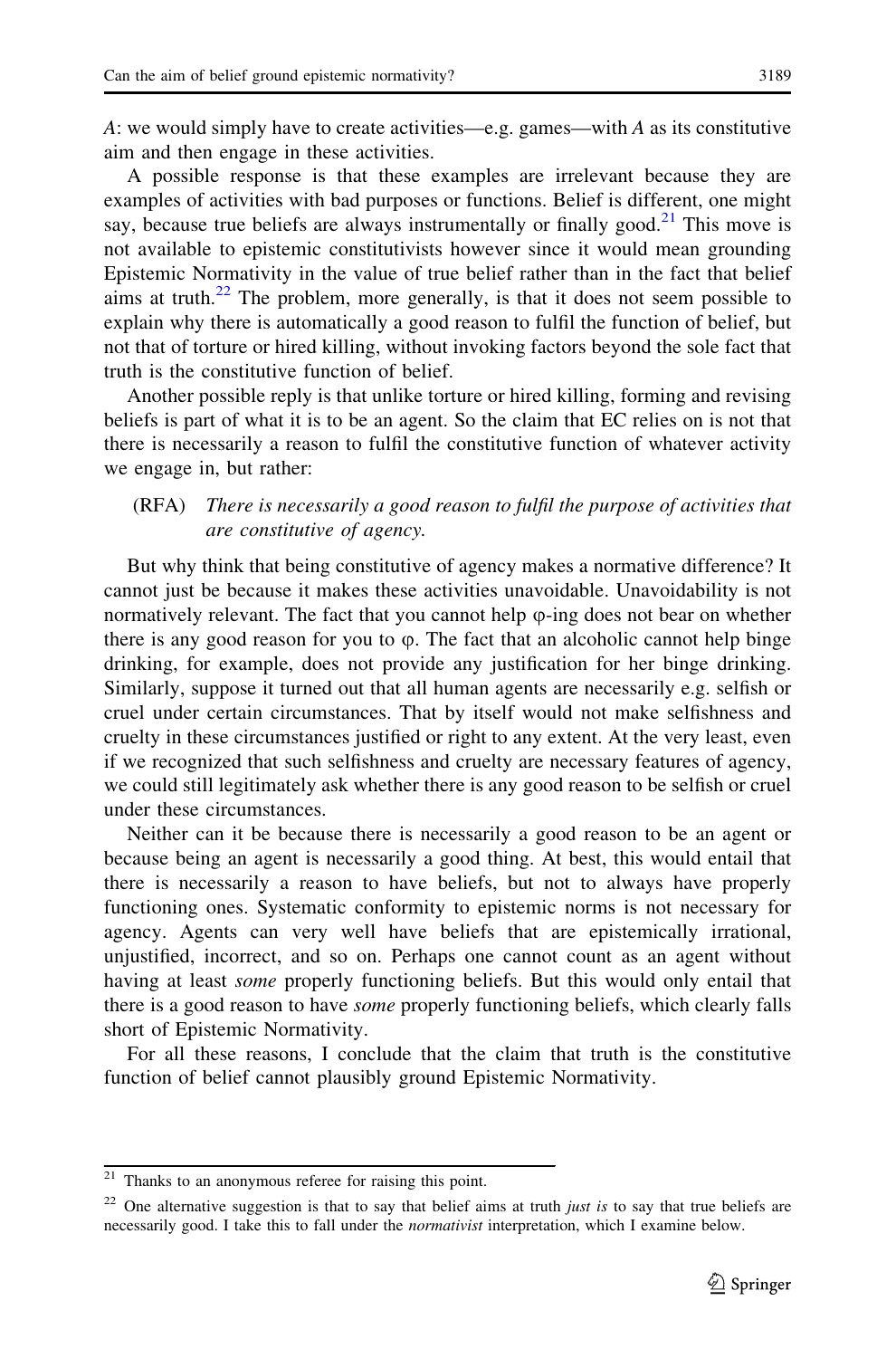*A*: we would simply have to create activities—e.g. games—with *A* as its constitutive aim and then engage in these activities.

A possible response is that these examples are irrelevant because they are examples of activities with bad purposes or functions. Belief is different, one might say, because true beliefs are always instrumentally or finally good.[21] This move is not available to epistemic constitutivists however since it would mean grounding Epistemic Normativity in the value of true belief rather than in the fact that belief aims at truth.[22] The problem, more generally, is that it does not seem possible to explain why there is automatically a good reason to fulfil the function of belief, but not that of torture or hired killing, without invoking factors beyond the sole fact that truth is the constitutive function of belief.

Another possible reply is that unlike torture or hired killing, forming and revising beliefs is part of what it is to be an agent. So the claim that EC relies on is not that there is necessarily a reason to fulfil the constitutive function of whatever activity we engage in, but rather:

(RFA) *There is necessarily a good reason to fulfil the purpose of activities that are constitutive of agency.*

But why think that being constitutive of agency makes a normative difference? It cannot just be because it makes these activities unavoidable. Unavoidability is not normatively relevant. The fact that you cannot help φ-ing does not bear on whether there is any good reason for you to φ. The fact that an alcoholic cannot help binge drinking, for example, does not provide any justification for her binge drinking. Similarly, suppose it turned out that all human agents are necessarily e.g. selfish or cruel under certain circumstances. That by itself would not make selfishness and cruelty in these circumstances justified or right to any extent. At the very least, even if we recognized that such selfishness and cruelty are necessary features of agency, we could still legitimately ask whether there is any good reason to be selfish or cruel under these circumstances.

Neither can it be because there is necessarily a good reason to be an agent or because being an agent is necessarily a good thing. At best, this would entail that there is necessarily a reason to have beliefs, but not to always have properly functioning ones. Systematic conformity to epistemic norms is not necessary for agency. Agents can very well have beliefs that are epistemically irrational, unjustified, incorrect, and so on. Perhaps one cannot count as an agent without having at least *some* properly functioning beliefs. But this would only entail that there is a good reason to have *some* properly functioning beliefs, which clearly falls short of Epistemic Normativity.

For all these reasons, I conclude that the claim that truth is the constitutive function of belief cannot plausibly ground Epistemic Normativity.

---

[21] Thanks to an anonymous referee for raising this point.

[22] One alternative suggestion is that to say that belief aims at truth *just is* to say that true beliefs are necessarily good. I take this to fall under the *normativist* interpretation, which I examine below.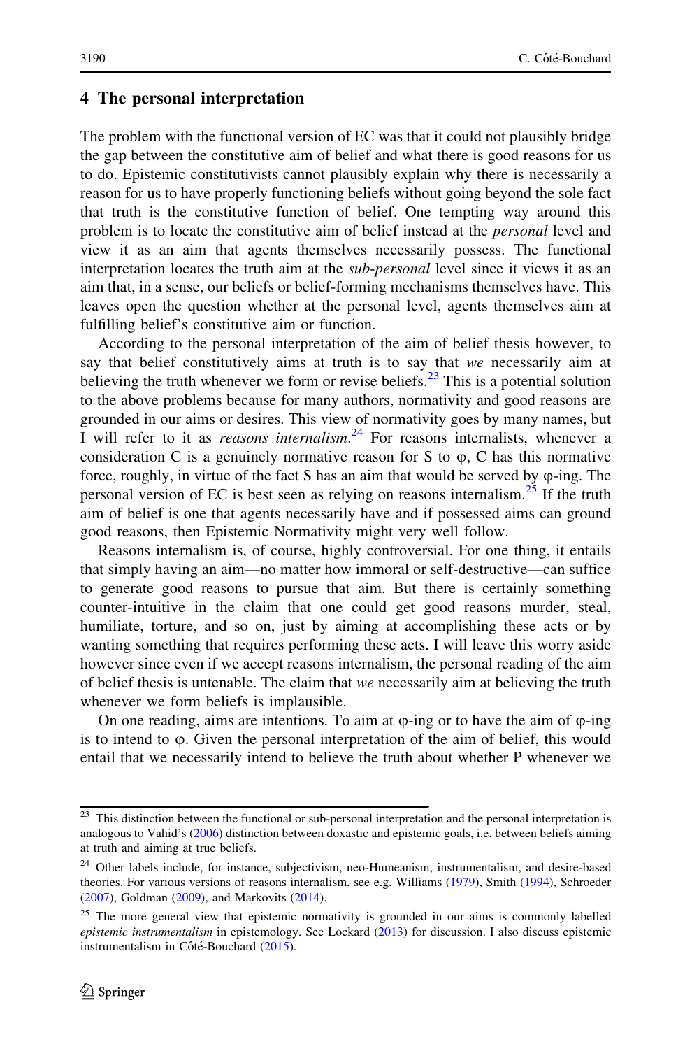## 4 The personal interpretation

The problem with the functional version of EC was that it could not plausibly bridge the gap between the constitutive aim of belief and what there is good reasons for us to do. Epistemic constitutivists cannot plausibly explain why there is necessarily a reason for us to have properly functioning beliefs without going beyond the sole fact that truth is the constitutive function of belief. One tempting way around this problem is to locate the constitutive aim of belief instead at the *personal* level and view it as an aim that agents themselves necessarily possess. The functional interpretation locates the truth aim at the *sub-personal* level since it views it as an aim that, in a sense, our beliefs or belief-forming mechanisms themselves have. This leaves open the question whether at the personal level, agents themselves aim at fulfilling belief's constitutive aim or function.

According to the personal interpretation of the aim of belief thesis however, to say that belief constitutively aims at truth is to say that *we* necessarily aim at believing the truth whenever we form or revise beliefs.[23] This is a potential solution to the above problems because for many authors, normativity and good reasons are grounded in our aims or desires. This view of normativity goes by many names, but I will refer to it as *reasons internalism*.[24] For reasons internalists, whenever a consideration C is a genuinely normative reason for S to φ, C has this normative force, roughly, in virtue of the fact S has an aim that would be served by φ-ing. The personal version of EC is best seen as relying on reasons internalism.[25] If the truth aim of belief is one that agents necessarily have and if possessed aims can ground good reasons, then Epistemic Normativity might very well follow.

Reasons internalism is, of course, highly controversial. For one thing, it entails that simply having an aim—no matter how immoral or self-destructive—can suffice to generate good reasons to pursue that aim. But there is certainly something counter-intuitive in the claim that one could get good reasons murder, steal, humiliate, torture, and so on, just by aiming at accomplishing these acts or by wanting something that requires performing these acts. I will leave this worry aside however since even if we accept reasons internalism, the personal reading of the aim of belief thesis is untenable. The claim that *we* necessarily aim at believing the truth whenever we form beliefs is implausible.

On one reading, aims are intentions. To aim at φ-ing or to have the aim of φ-ing is to intend to φ. Given the personal interpretation of the aim of belief, this would entail that we necessarily intend to believe the truth about whether P whenever we

---

[23] This distinction between the functional or sub-personal interpretation and the personal interpretation is analogous to Vahid's (2006) distinction between doxastic and epistemic goals, i.e. between beliefs aiming at truth and aiming at true beliefs.

[24] Other labels include, for instance, subjectivism, neo-Humeanism, instrumentalism, and desire-based theories. For various versions of reasons internalism, see e.g. Williams (1979), Smith (1994), Schroeder (2007), Goldman (2009), and Markovits (2014).

[25] The more general view that epistemic normativity is grounded in our aims is commonly labelled *epistemic instrumentalism* in epistemology. See Lockard (2013) for discussion. I also discuss epistemic instrumentalism in Côté-Bouchard (2015).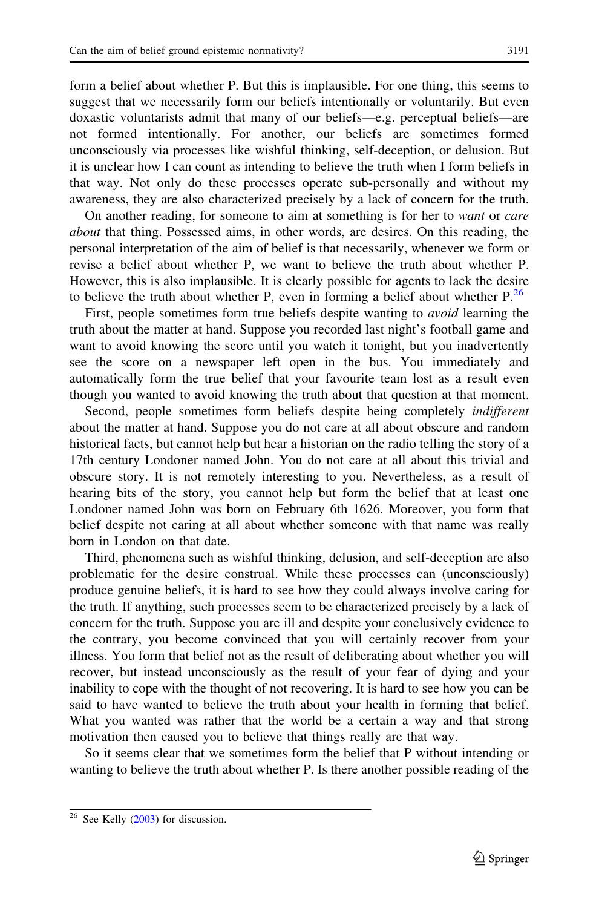form a belief about whether P. But this is implausible. For one thing, this seems to suggest that we necessarily form our beliefs intentionally or voluntarily. But even doxastic voluntarists admit that many of our beliefs—e.g. perceptual beliefs—are not formed intentionally. For another, our beliefs are sometimes formed unconsciously via processes like wishful thinking, self-deception, or delusion. But it is unclear how I can count as intending to believe the truth when I form beliefs in that way. Not only do these processes operate sub-personally and without my awareness, they are also characterized precisely by a lack of concern for the truth.

On another reading, for someone to aim at something is for her to *want* or *care about* that thing. Possessed aims, in other words, are desires. On this reading, the personal interpretation of the aim of belief is that necessarily, whenever we form or revise a belief about whether P, we want to believe the truth about whether P. However, this is also implausible. It is clearly possible for agents to lack the desire to believe the truth about whether P, even in forming a belief about whether P.[26]

First, people sometimes form true beliefs despite wanting to *avoid* learning the truth about the matter at hand. Suppose you recorded last night's football game and want to avoid knowing the score until you watch it tonight, but you inadvertently see the score on a newspaper left open in the bus. You immediately and automatically form the true belief that your favourite team lost as a result even though you wanted to avoid knowing the truth about that question at that moment.

Second, people sometimes form beliefs despite being completely *indifferent* about the matter at hand. Suppose you do not care at all about obscure and random historical facts, but cannot help but hear a historian on the radio telling the story of a 17th century Londoner named John. You do not care at all about this trivial and obscure story. It is not remotely interesting to you. Nevertheless, as a result of hearing bits of the story, you cannot help but form the belief that at least one Londoner named John was born on February 6th 1626. Moreover, you form that belief despite not caring at all about whether someone with that name was really born in London on that date.

Third, phenomena such as wishful thinking, delusion, and self-deception are also problematic for the desire construal. While these processes can (unconsciously) produce genuine beliefs, it is hard to see how they could always involve caring for the truth. If anything, such processes seem to be characterized precisely by a lack of concern for the truth. Suppose you are ill and despite your conclusively evidence to the contrary, you become convinced that you will certainly recover from your illness. You form that belief not as the result of deliberating about whether you will recover, but instead unconsciously as the result of your fear of dying and your inability to cope with the thought of not recovering. It is hard to see how you can be said to have wanted to believe the truth about your health in forming that belief. What you wanted was rather that the world be a certain a way and that strong motivation then caused you to believe that things really are that way.

So it seems clear that we sometimes form the belief that P without intending or wanting to believe the truth about whether P. Is there another possible reading of the

---

[26] See Kelly (2003) for discussion.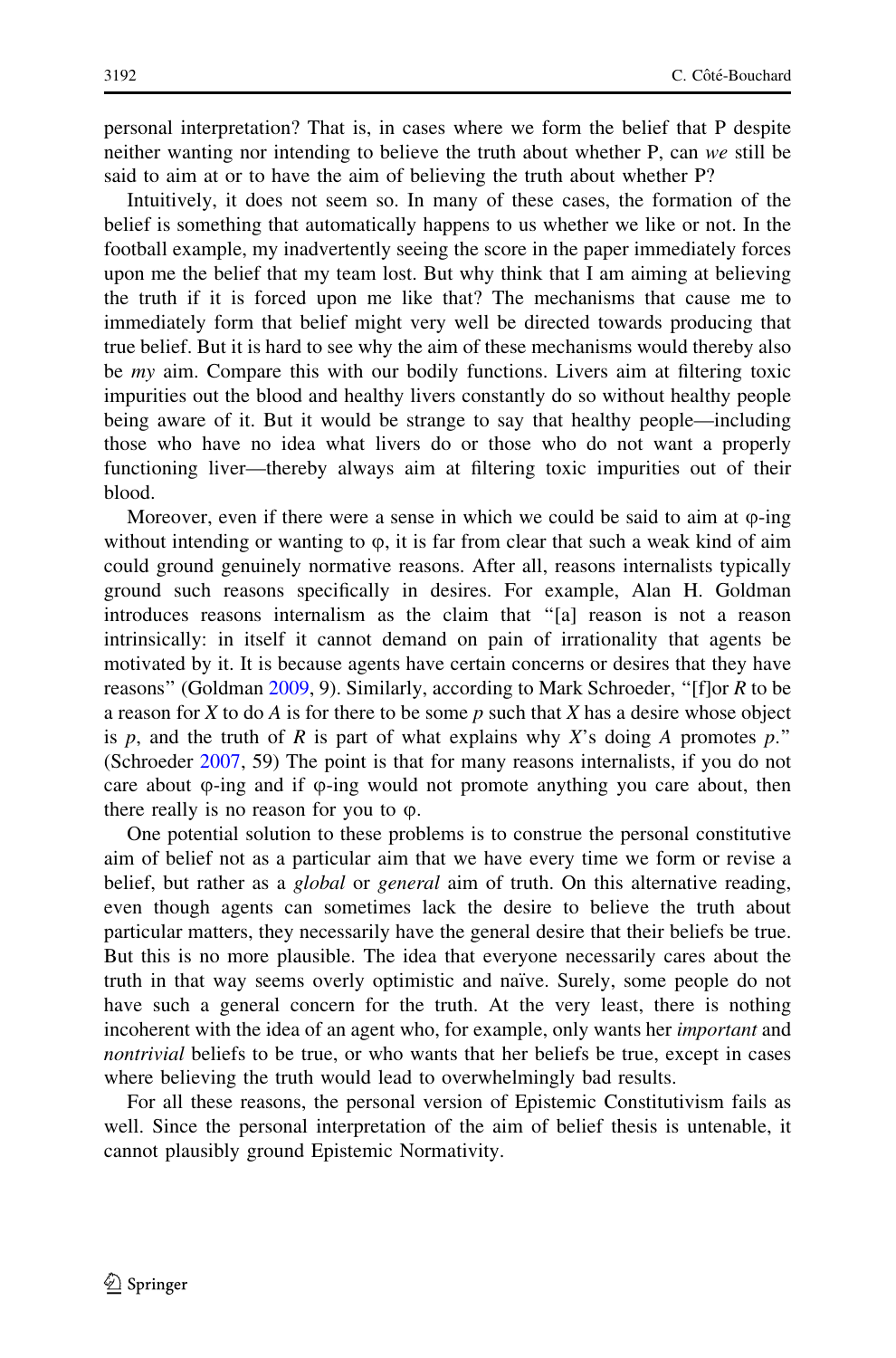personal interpretation? That is, in cases where we form the belief that P despite neither wanting nor intending to believe the truth about whether P, can *we* still be said to aim at or to have the aim of believing the truth about whether P?

Intuitively, it does not seem so. In many of these cases, the formation of the belief is something that automatically happens to us whether we like or not. In the football example, my inadvertently seeing the score in the paper immediately forces upon me the belief that my team lost. But why think that I am aiming at believing the truth if it is forced upon me like that? The mechanisms that cause me to immediately form that belief might very well be directed towards producing that true belief. But it is hard to see why the aim of these mechanisms would thereby also be *my* aim. Compare this with our bodily functions. Livers aim at filtering toxic impurities out the blood and healthy livers constantly do so without healthy people being aware of it. But it would be strange to say that healthy people—including those who have no idea what livers do or those who do not want a properly functioning liver—thereby always aim at filtering toxic impurities out of their blood.

Moreover, even if there were a sense in which we could be said to aim at φ-ing without intending or wanting to φ, it is far from clear that such a weak kind of aim could ground genuinely normative reasons. After all, reasons internalists typically ground such reasons specifically in desires. For example, Alan H. Goldman introduces reasons internalism as the claim that "[a] reason is not a reason intrinsically: in itself it cannot demand on pain of irrationality that agents be motivated by it. It is because agents have certain concerns or desires that they have reasons" (Goldman 2009, 9). Similarly, according to Mark Schroeder, "[f]or *R* to be a reason for *X* to do *A* is for there to be some *p* such that *X* has a desire whose object is *p*, and the truth of *R* is part of what explains why *X*'s doing *A* promotes *p*." (Schroeder 2007, 59) The point is that for many reasons internalists, if you do not care about φ-ing and if φ-ing would not promote anything you care about, then there really is no reason for you to φ.

One potential solution to these problems is to construe the personal constitutive aim of belief not as a particular aim that we have every time we form or revise a belief, but rather as a *global* or *general* aim of truth. On this alternative reading, even though agents can sometimes lack the desire to believe the truth about particular matters, they necessarily have the general desire that their beliefs be true. But this is no more plausible. The idea that everyone necessarily cares about the truth in that way seems overly optimistic and naïve. Surely, some people do not have such a general concern for the truth. At the very least, there is nothing incoherent with the idea of an agent who, for example, only wants her *important* and *nontrivial* beliefs to be true, or who wants that her beliefs be true, except in cases where believing the truth would lead to overwhelmingly bad results.

For all these reasons, the personal version of Epistemic Constitutivism fails as well. Since the personal interpretation of the aim of belief thesis is untenable, it cannot plausibly ground Epistemic Normativity.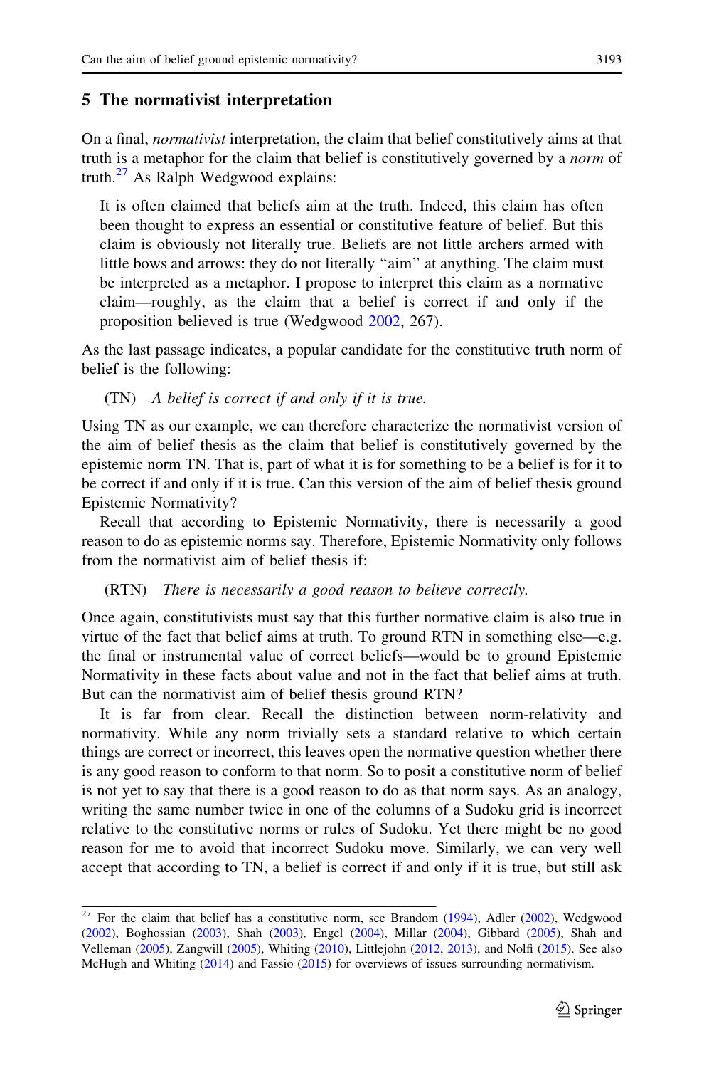## 5 The normativist interpretation

On a final, *normativist* interpretation, the claim that belief constitutively aims at that truth is a metaphor for the claim that belief is constitutively governed by a *norm* of truth.[27] As Ralph Wedgwood explains:

> It is often claimed that beliefs aim at the truth. Indeed, this claim has often been thought to express an essential or constitutive feature of belief. But this claim is obviously not literally true. Beliefs are not little archers armed with little bows and arrows: they do not literally "aim" at anything. The claim must be interpreted as a metaphor. I propose to interpret this claim as a normative claim—roughly, as the claim that a belief is correct if and only if the proposition believed is true (Wedgwood 2002, 267).

As the last passage indicates, a popular candidate for the constitutive truth norm of belief is the following:

(TN) *A belief is correct if and only if it is true.*

Using TN as our example, we can therefore characterize the normativist version of the aim of belief thesis as the claim that belief is constitutively governed by the epistemic norm TN. That is, part of what it is for something to be a belief is for it to be correct if and only if it is true. Can this version of the aim of belief thesis ground Epistemic Normativity?

Recall that according to Epistemic Normativity, there is necessarily a good reason to do as epistemic norms say. Therefore, Epistemic Normativity only follows from the normativist aim of belief thesis if:

(RTN) *There is necessarily a good reason to believe correctly.*

Once again, constitutivists must say that this further normative claim is also true in virtue of the fact that belief aims at truth. To ground RTN in something else—e.g. the final or instrumental value of correct beliefs—would be to ground Epistemic Normativity in these facts about value and not in the fact that belief aims at truth. But can the normativist aim of belief thesis ground RTN?

It is far from clear. Recall the distinction between norm-relativity and normativity. While any norm trivially sets a standard relative to which certain things are correct or incorrect, this leaves open the normative question whether there is any good reason to conform to that norm. So to posit a constitutive norm of belief is not yet to say that there is a good reason to do as that norm says. As an analogy, writing the same number twice in one of the columns of a Sudoku grid is incorrect relative to the constitutive norms or rules of Sudoku. Yet there might be no good reason for me to avoid that incorrect Sudoku move. Similarly, we can very well accept that according to TN, a belief is correct if and only if it is true, but still ask

[27] For the claim that belief has a constitutive norm, see Brandom (1994), Adler (2002), Wedgwood (2002), Boghossian (2003), Shah (2003), Engel (2004), Millar (2004), Gibbard (2005), Shah and Velleman (2005), Zangwill (2005), Whiting (2010), Littlejohn (2012, 2013), and Nolfi (2015). See also McHugh and Whiting (2014) and Fassio (2015) for overviews of issues surrounding normativism.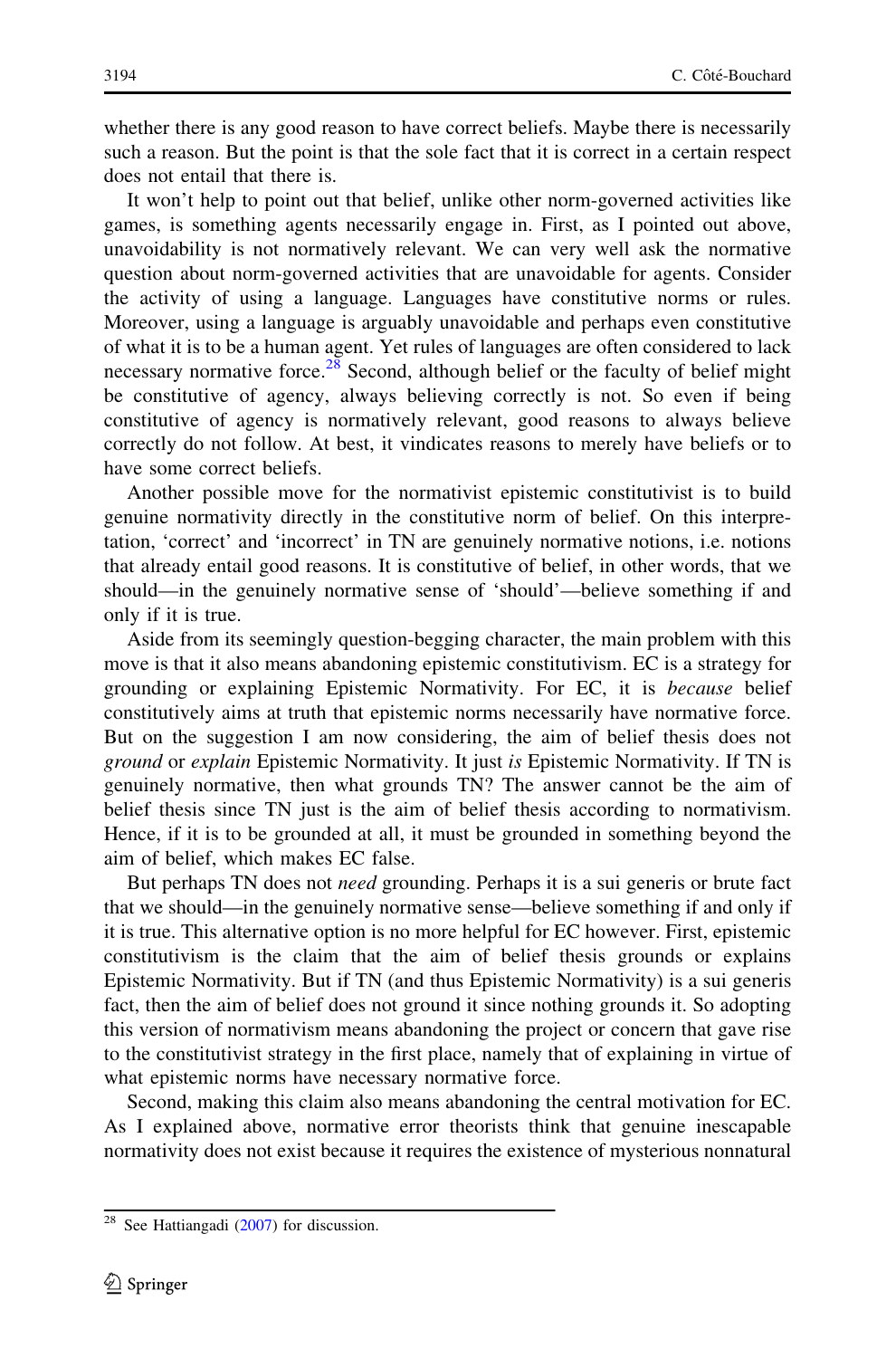whether there is any good reason to have correct beliefs. Maybe there is necessarily such a reason. But the point is that the sole fact that it is correct in a certain respect does not entail that there is.

It won't help to point out that belief, unlike other norm-governed activities like games, is something agents necessarily engage in. First, as I pointed out above, unavoidability is not normatively relevant. We can very well ask the normative question about norm-governed activities that are unavoidable for agents. Consider the activity of using a language. Languages have constitutive norms or rules. Moreover, using a language is arguably unavoidable and perhaps even constitutive of what it is to be a human agent. Yet rules of languages are often considered to lack necessary normative force.[28] Second, although belief or the faculty of belief might be constitutive of agency, always believing correctly is not. So even if being constitutive of agency is normatively relevant, good reasons to always believe correctly do not follow. At best, it vindicates reasons to merely have beliefs or to have some correct beliefs.

Another possible move for the normativist epistemic constitutivist is to build genuine normativity directly in the constitutive norm of belief. On this interpretation, 'correct' and 'incorrect' in TN are genuinely normative notions, i.e. notions that already entail good reasons. It is constitutive of belief, in other words, that we should—in the genuinely normative sense of 'should'—believe something if and only if it is true.

Aside from its seemingly question-begging character, the main problem with this move is that it also means abandoning epistemic constitutivism. EC is a strategy for grounding or explaining Epistemic Normativity. For EC, it is *because* belief constitutively aims at truth that epistemic norms necessarily have normative force. But on the suggestion I am now considering, the aim of belief thesis does not *ground* or *explain* Epistemic Normativity. It just *is* Epistemic Normativity. If TN is genuinely normative, then what grounds TN? The answer cannot be the aim of belief thesis since TN just is the aim of belief thesis according to normativism. Hence, if it is to be grounded at all, it must be grounded in something beyond the aim of belief, which makes EC false.

But perhaps TN does not *need* grounding. Perhaps it is a sui generis or brute fact that we should—in the genuinely normative sense—believe something if and only if it is true. This alternative option is no more helpful for EC however. First, epistemic constitutivism is the claim that the aim of belief thesis grounds or explains Epistemic Normativity. But if TN (and thus Epistemic Normativity) is a sui generis fact, then the aim of belief does not ground it since nothing grounds it. So adopting this version of normativism means abandoning the project or concern that gave rise to the constitutivist strategy in the first place, namely that of explaining in virtue of what epistemic norms have necessary normative force.

Second, making this claim also means abandoning the central motivation for EC. As I explained above, normative error theorists think that genuine inescapable normativity does not exist because it requires the existence of mysterious nonnatural

[28] See Hattiangadi (2007) for discussion.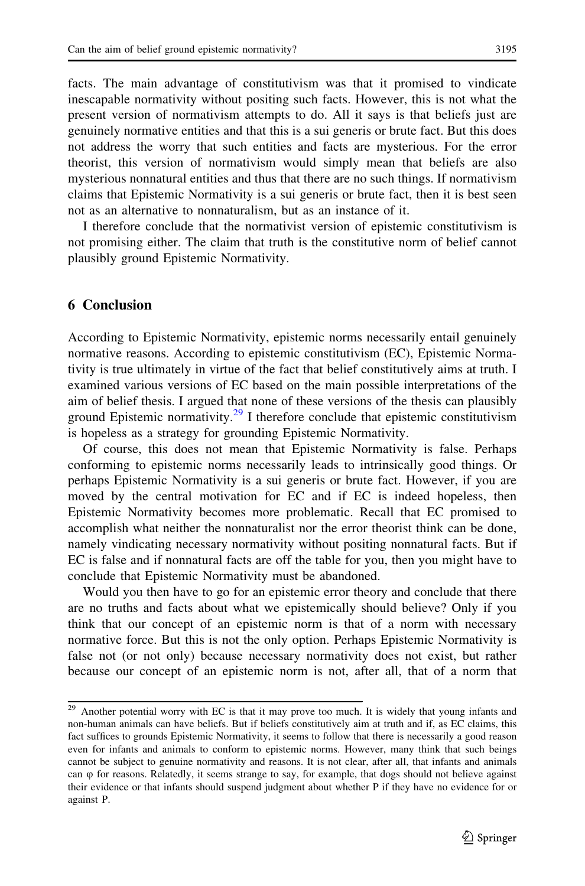facts. The main advantage of constitutivism was that it promised to vindicate inescapable normativity without positing such facts. However, this is not what the present version of normativism attempts to do. All it says is that beliefs just are genuinely normative entities and that this is a sui generis or brute fact. But this does not address the worry that such entities and facts are mysterious. For the error theorist, this version of normativism would simply mean that beliefs are also mysterious nonnatural entities and thus that there are no such things. If normativism claims that Epistemic Normativity is a sui generis or brute fact, then it is best seen not as an alternative to nonnaturalism, but as an instance of it.

I therefore conclude that the normativist version of epistemic constitutivism is not promising either. The claim that truth is the constitutive norm of belief cannot plausibly ground Epistemic Normativity.

## 6 Conclusion

According to Epistemic Normativity, epistemic norms necessarily entail genuinely normative reasons. According to epistemic constitutivism (EC), Epistemic Normativity is true ultimately in virtue of the fact that belief constitutively aims at truth. I examined various versions of EC based on the main possible interpretations of the aim of belief thesis. I argued that none of these versions of the thesis can plausibly ground Epistemic normativity.[29] I therefore conclude that epistemic constitutivism is hopeless as a strategy for grounding Epistemic Normativity.

Of course, this does not mean that Epistemic Normativity is false. Perhaps conforming to epistemic norms necessarily leads to intrinsically good things. Or perhaps Epistemic Normativity is a sui generis or brute fact. However, if you are moved by the central motivation for EC and if EC is indeed hopeless, then Epistemic Normativity becomes more problematic. Recall that EC promised to accomplish what neither the nonnaturalist nor the error theorist think can be done, namely vindicating necessary normativity without positing nonnatural facts. But if EC is false and if nonnatural facts are off the table for you, then you might have to conclude that Epistemic Normativity must be abandoned.

Would you then have to go for an epistemic error theory and conclude that there are no truths and facts about what we epistemically should believe? Only if you think that our concept of an epistemic norm is that of a norm with necessary normative force. But this is not the only option. Perhaps Epistemic Normativity is false not (or not only) because necessary normativity does not exist, but rather because our concept of an epistemic norm is not, after all, that of a norm that

---

[29] Another potential worry with EC is that it may prove too much. It is widely that young infants and non-human animals can have beliefs. But if beliefs constitutively aim at truth and if, as EC claims, this fact suffices to grounds Epistemic Normativity, it seems to follow that there is necessarily a good reason even for infants and animals to conform to epistemic norms. However, many think that such beings cannot be subject to genuine normativity and reasons. It is not clear, after all, that infants and animals can φ for reasons. Relatedly, it seems strange to say, for example, that dogs should not believe against their evidence or that infants should suspend judgment about whether P if they have no evidence for or against P.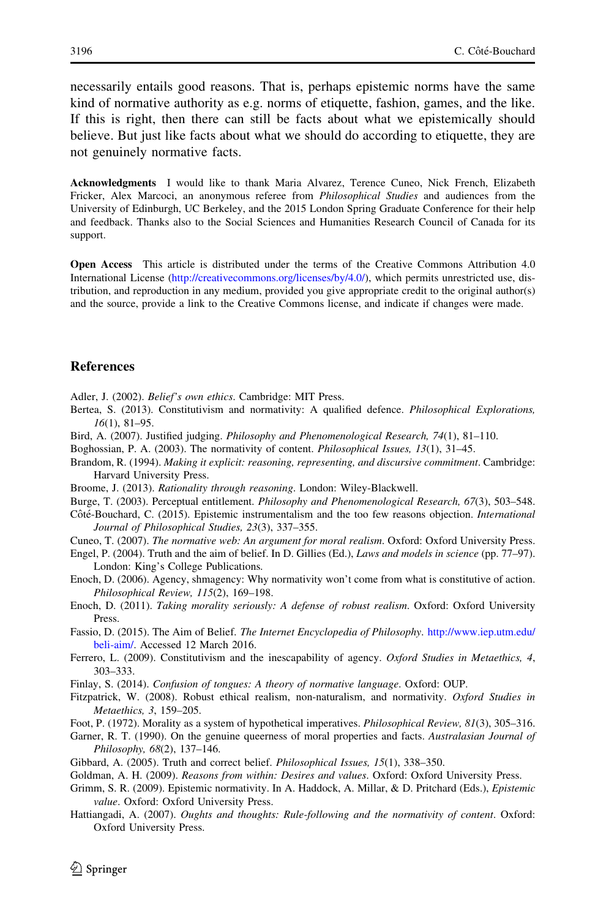necessarily entails good reasons. That is, perhaps epistemic norms have the same kind of normative authority as e.g. norms of etiquette, fashion, games, and the like. If this is right, then there can still be facts about what we epistemically should believe. But just like facts about what we should do according to etiquette, they are not genuinely normative facts.

**Acknowledgments** I would like to thank Maria Alvarez, Terence Cuneo, Nick French, Elizabeth Fricker, Alex Marcoci, an anonymous referee from *Philosophical Studies* and audiences from the University of Edinburgh, UC Berkeley, and the 2015 London Spring Graduate Conference for their help and feedback. Thanks also to the Social Sciences and Humanities Research Council of Canada for its support.

**Open Access** This article is distributed under the terms of the Creative Commons Attribution 4.0 International License (http://creativecommons.org/licenses/by/4.0/), which permits unrestricted use, distribution, and reproduction in any medium, provided you give appropriate credit to the original author(s) and the source, provide a link to the Creative Commons license, and indicate if changes were made.

## References

Adler, J. (2002). *Belief's own ethics*. Cambridge: MIT Press.

Bertea, S. (2013). Constitutivism and normativity: A qualified defence. *Philosophical Explorations, 16*(1), 81–95.

Bird, A. (2007). Justified judging. *Philosophy and Phenomenological Research, 74*(1), 81–110.

Boghossian, P. A. (2003). The normativity of content. *Philosophical Issues, 13*(1), 31–45.

Brandom, R. (1994). *Making it explicit: reasoning, representing, and discursive commitment*. Cambridge: Harvard University Press.

Broome, J. (2013). *Rationality through reasoning*. London: Wiley-Blackwell.

Burge, T. (2003). Perceptual entitlement. *Philosophy and Phenomenological Research, 67*(3), 503–548.

Côté-Bouchard, C. (2015). Epistemic instrumentalism and the too few reasons objection. *International Journal of Philosophical Studies, 23*(3), 337–355.

Cuneo, T. (2007). *The normative web: An argument for moral realism*. Oxford: Oxford University Press.

Engel, P. (2004). Truth and the aim of belief. In D. Gillies (Ed.), *Laws and models in science* (pp. 77–97). London: King's College Publications.

Enoch, D. (2006). Agency, shmagency: Why normativity won't come from what is constitutive of action. *Philosophical Review, 115*(2), 169–198.

Enoch, D. (2011). *Taking morality seriously: A defense of robust realism*. Oxford: Oxford University Press.

Fassio, D. (2015). The Aim of Belief. *The Internet Encyclopedia of Philosophy*. http://www.iep.utm.edu/beli-aim/. Accessed 12 March 2016.

Ferrero, L. (2009). Constitutivism and the inescapability of agency. *Oxford Studies in Metaethics, 4*, 303–333.

Finlay, S. (2014). *Confusion of tongues: A theory of normative language*. Oxford: OUP.

Fitzpatrick, W. (2008). Robust ethical realism, non-naturalism, and normativity. *Oxford Studies in Metaethics, 3*, 159–205.

Foot, P. (1972). Morality as a system of hypothetical imperatives. *Philosophical Review, 81*(3), 305–316.

Garner, R. T. (1990). On the genuine queerness of moral properties and facts. *Australasian Journal of Philosophy, 68*(2), 137–146.

Gibbard, A. (2005). Truth and correct belief. *Philosophical Issues, 15*(1), 338–350.

Goldman, A. H. (2009). *Reasons from within: Desires and values*. Oxford: Oxford University Press.

Grimm, S. R. (2009). Epistemic normativity. In A. Haddock, A. Millar, & D. Pritchard (Eds.), *Epistemic value*. Oxford: Oxford University Press.

Hattiangadi, A. (2007). *Oughts and thoughts: Rule-following and the normativity of content*. Oxford: Oxford University Press.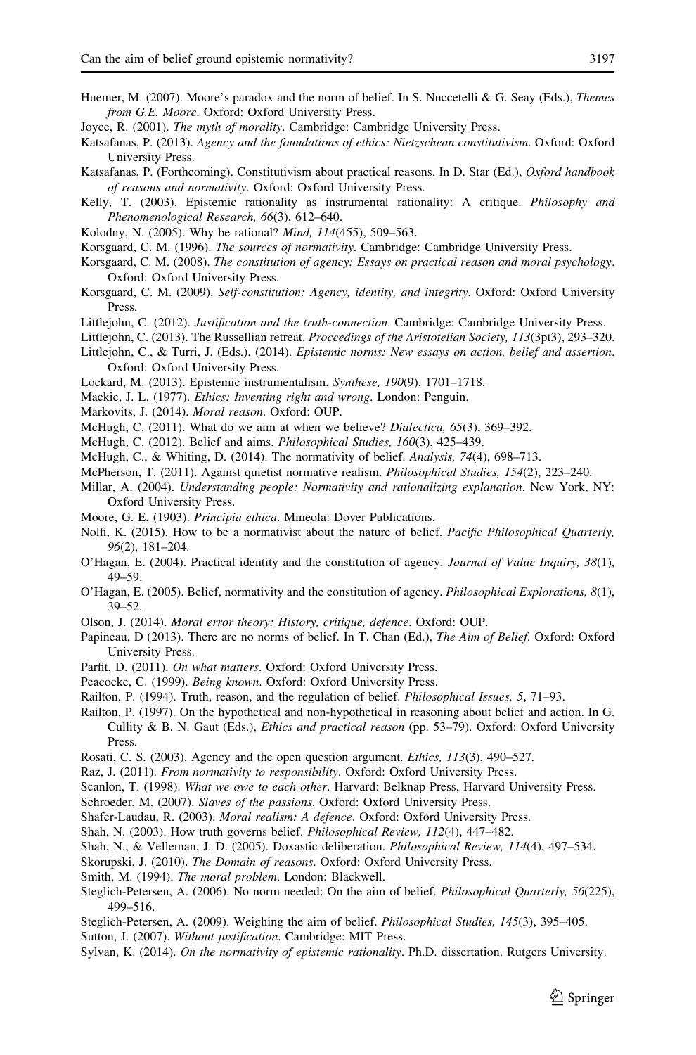Huemer, M. (2007). Moore's paradox and the norm of belief. In S. Nuccetelli & G. Seay (Eds.), *Themes from G.E. Moore*. Oxford: Oxford University Press.

Joyce, R. (2001). *The myth of morality*. Cambridge: Cambridge University Press.

Katsafanas, P. (2013). *Agency and the foundations of ethics: Nietzschean constitutivism*. Oxford: Oxford University Press.

Katsafanas, P. (Forthcoming). Constitutivism about practical reasons. In D. Star (Ed.), *Oxford handbook of reasons and normativity*. Oxford: Oxford University Press.

Kelly, T. (2003). Epistemic rationality as instrumental rationality: A critique. *Philosophy and Phenomenological Research, 66*(3), 612–640.

Kolodny, N. (2005). Why be rational? *Mind, 114*(455), 509–563.

Korsgaard, C. M. (1996). *The sources of normativity*. Cambridge: Cambridge University Press.

Korsgaard, C. M. (2008). *The constitution of agency: Essays on practical reason and moral psychology*. Oxford: Oxford University Press.

Korsgaard, C. M. (2009). *Self-constitution: Agency, identity, and integrity*. Oxford: Oxford University Press.

Littlejohn, C. (2012). *Justification and the truth-connection*. Cambridge: Cambridge University Press.

Littlejohn, C. (2013). The Russellian retreat. *Proceedings of the Aristotelian Society, 113*(3pt3), 293–320.

Littlejohn, C., & Turri, J. (Eds.). (2014). *Epistemic norms: New essays on action, belief and assertion*. Oxford: Oxford University Press.

Lockard, M. (2013). Epistemic instrumentalism. *Synthese, 190*(9), 1701–1718.

Mackie, J. L. (1977). *Ethics: Inventing right and wrong*. London: Penguin.

Markovits, J. (2014). *Moral reason*. Oxford: OUP.

McHugh, C. (2011). What do we aim at when we believe? *Dialectica, 65*(3), 369–392.

McHugh, C. (2012). Belief and aims. *Philosophical Studies, 160*(3), 425–439.

McHugh, C., & Whiting, D. (2014). The normativity of belief. *Analysis, 74*(4), 698–713.

McPherson, T. (2011). Against quietist normative realism. *Philosophical Studies, 154*(2), 223–240.

Millar, A. (2004). *Understanding people: Normativity and rationalizing explanation*. New York, NY: Oxford University Press.

Moore, G. E. (1903). *Principia ethica*. Mineola: Dover Publications.

Nolfi, K. (2015). How to be a normativist about the nature of belief. *Pacific Philosophical Quarterly, 96*(2), 181–204.

O'Hagan, E. (2004). Practical identity and the constitution of agency. *Journal of Value Inquiry, 38*(1), 49–59.

O'Hagan, E. (2005). Belief, normativity and the constitution of agency. *Philosophical Explorations, 8*(1), 39–52.

Olson, J. (2014). *Moral error theory: History, critique, defence*. Oxford: OUP.

Papineau, D (2013). There are no norms of belief. In T. Chan (Ed.), *The Aim of Belief*. Oxford: Oxford University Press.

Parfit, D. (2011). *On what matters*. Oxford: Oxford University Press.

Peacocke, C. (1999). *Being known*. Oxford: Oxford University Press.

Railton, P. (1994). Truth, reason, and the regulation of belief. *Philosophical Issues, 5*, 71–93.

Railton, P. (1997). On the hypothetical and non-hypothetical in reasoning about belief and action. In G. Cullity & B. N. Gaut (Eds.), *Ethics and practical reason* (pp. 53–79). Oxford: Oxford University Press.

Rosati, C. S. (2003). Agency and the open question argument. *Ethics, 113*(3), 490–527.

Raz, J. (2011). *From normativity to responsibility*. Oxford: Oxford University Press.

Scanlon, T. (1998). *What we owe to each other*. Harvard: Belknap Press, Harvard University Press.

Schroeder, M. (2007). *Slaves of the passions*. Oxford: Oxford University Press.

Shafer-Laudau, R. (2003). *Moral realism: A defence*. Oxford: Oxford University Press.

Shah, N. (2003). How truth governs belief. *Philosophical Review, 112*(4), 447–482.

Shah, N., & Velleman, J. D. (2005). Doxastic deliberation. *Philosophical Review, 114*(4), 497–534.

Skorupski, J. (2010). *The Domain of reasons*. Oxford: Oxford University Press.

Smith, M. (1994). *The moral problem*. London: Blackwell.

Steglich-Petersen, A. (2006). No norm needed: On the aim of belief. *Philosophical Quarterly, 56*(225), 499–516.

Steglich-Petersen, A. (2009). Weighing the aim of belief. *Philosophical Studies, 145*(3), 395–405.

Sutton, J. (2007). *Without justification*. Cambridge: MIT Press.

Sylvan, K. (2014). *On the normativity of epistemic rationality*. Ph.D. dissertation. Rutgers University.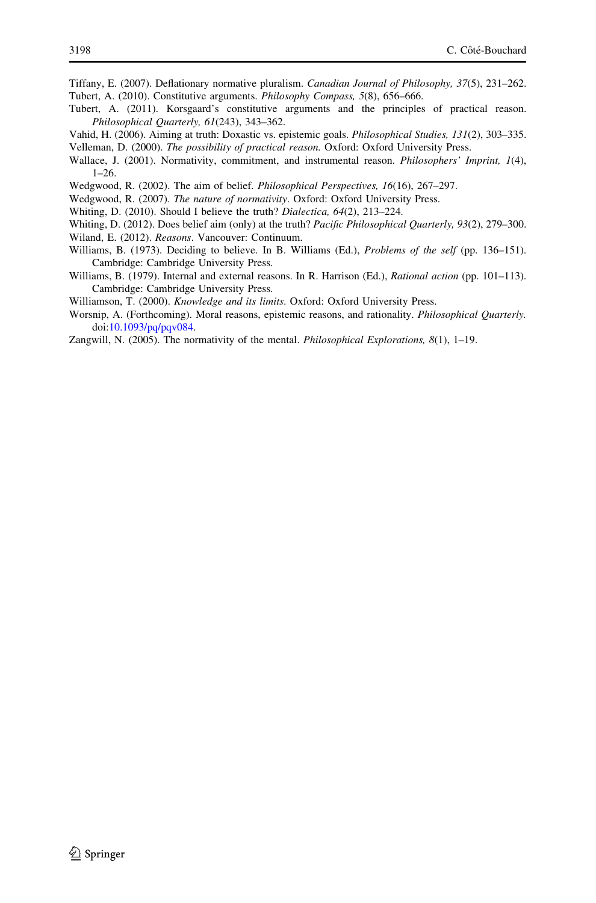Tiffany, E. (2007). Deflationary normative pluralism. *Canadian Journal of Philosophy, 37*(5), 231–262.

Tubert, A. (2010). Constitutive arguments. *Philosophy Compass, 5*(8), 656–666.

Tubert, A. (2011). Korsgaard's constitutive arguments and the principles of practical reason. *Philosophical Quarterly, 61*(243), 343–362.

Vahid, H. (2006). Aiming at truth: Doxastic vs. epistemic goals. *Philosophical Studies, 131*(2), 303–335.

Velleman, D. (2000). *The possibility of practical reason*. Oxford: Oxford University Press.

Wallace, J. (2001). Normativity, commitment, and instrumental reason. *Philosophers' Imprint, 1*(4), 1–26.

Wedgwood, R. (2002). The aim of belief. *Philosophical Perspectives, 16*(16), 267–297.

Wedgwood, R. (2007). *The nature of normativity*. Oxford: Oxford University Press.

Whiting, D. (2010). Should I believe the truth? *Dialectica, 64*(2), 213–224.

Whiting, D. (2012). Does belief aim (only) at the truth? *Pacific Philosophical Quarterly, 93*(2), 279–300.

Wiland, E. (2012). *Reasons*. Vancouver: Continuum.

Williams, B. (1973). Deciding to believe. In B. Williams (Ed.), *Problems of the self* (pp. 136–151). Cambridge: Cambridge University Press.

Williams, B. (1979). Internal and external reasons. In R. Harrison (Ed.), *Rational action* (pp. 101–113). Cambridge: Cambridge University Press.

Williamson, T. (2000). *Knowledge and its limits*. Oxford: Oxford University Press.

Worsnip, A. (Forthcoming). Moral reasons, epistemic reasons, and rationality. *Philosophical Quarterly*. doi:10.1093/pq/pqv084.

Zangwill, N. (2005). The normativity of the mental. *Philosophical Explorations, 8*(1), 1–19.